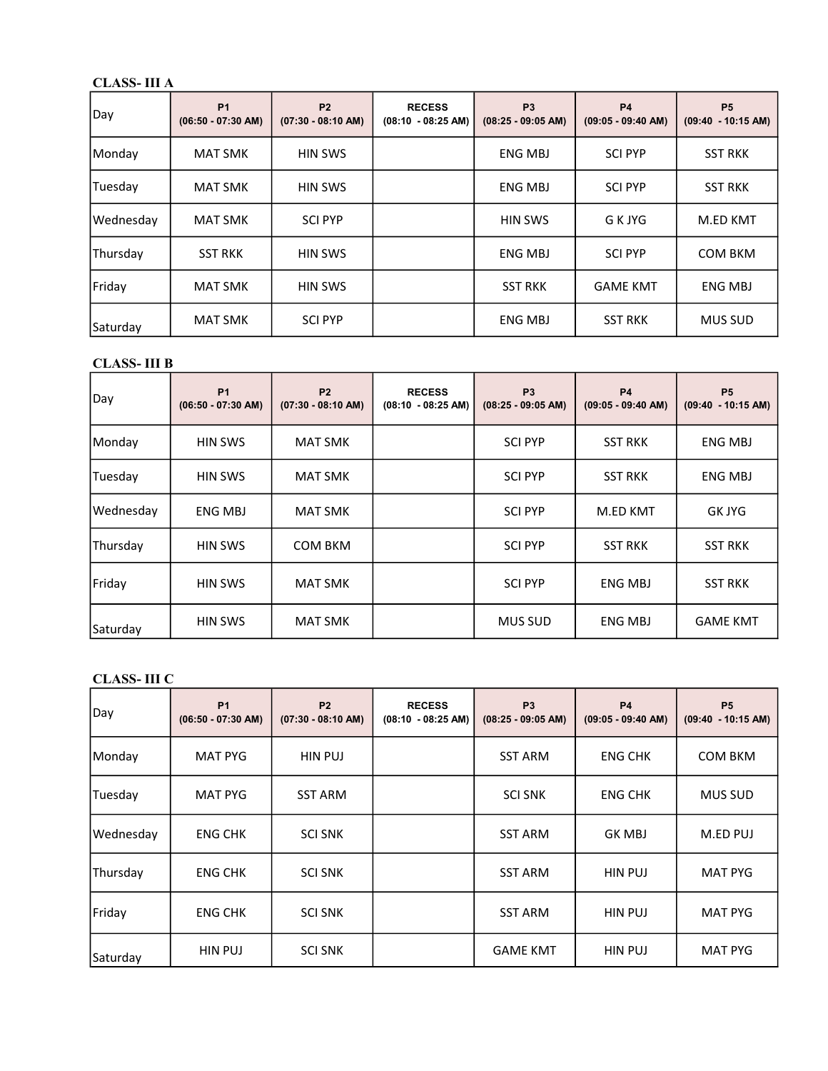**CLASS- III A**

| Day | P1 (06:50 - 07:30 AM) | P2 (07:30 - 08:10 AM) | RECESS (08:10 - 08:25 AM) | P3 (08:25 - 09:05 AM) | P4 (09:05 - 09:40 AM) | P5 (09:40 - 10:15 AM) |
|---|---|---|---|---|---|---|
| Monday | MAT SMK | HIN SWS | | ENG MBJ | SCI PYP | SST RKK |
| Tuesday | MAT SMK | HIN SWS | | ENG MBJ | SCI PYP | SST RKK |
| Wednesday | MAT SMK | SCI PYP | | HIN SWS | G K JYG | M.ED KMT |
| Thursday | SST RKK | HIN SWS | | ENG MBJ | SCI PYP | COM BKM |
| Friday | MAT SMK | HIN SWS | | SST RKK | GAME KMT | ENG MBJ |
| Saturday | MAT SMK | SCI PYP | | ENG MBJ | SST RKK | MUS SUD |

**CLASS- III B**

| Day | P1 (06:50 - 07:30 AM) | P2 (07:30 - 08:10 AM) | RECESS (08:10 - 08:25 AM) | P3 (08:25 - 09:05 AM) | P4 (09:05 - 09:40 AM) | P5 (09:40 - 10:15 AM) |
|---|---|---|---|---|---|---|
| Monday | HIN SWS | MAT SMK | | SCI PYP | SST RKK | ENG MBJ |
| Tuesday | HIN SWS | MAT SMK | | SCI PYP | SST RKK | ENG MBJ |
| Wednesday | ENG MBJ | MAT SMK | | SCI PYP | M.ED KMT | GK JYG |
| Thursday | HIN SWS | COM BKM | | SCI PYP | SST RKK | SST RKK |
| Friday | HIN SWS | MAT SMK | | SCI PYP | ENG MBJ | SST RKK |
| Saturday | HIN SWS | MAT SMK | | MUS SUD | ENG MBJ | GAME KMT |

**CLASS- III C**

| Day | P1 (06:50 - 07:30 AM) | P2 (07:30 - 08:10 AM) | RECESS (08:10 - 08:25 AM) | P3 (08:25 - 09:05 AM) | P4 (09:05 - 09:40 AM) | P5 (09:40 - 10:15 AM) |
|---|---|---|---|---|---|---|
| Monday | MAT PYG | HIN PUJ | | SST ARM | ENG CHK | COM BKM |
| Tuesday | MAT PYG | SST ARM | | SCI SNK | ENG CHK | MUS SUD |
| Wednesday | ENG CHK | SCI SNK | | SST ARM | GK MBJ | M.ED PUJ |
| Thursday | ENG CHK | SCI SNK | | SST ARM | HIN PUJ | MAT PYG |
| Friday | ENG CHK | SCI SNK | | SST ARM | HIN PUJ | MAT PYG |
| Saturday | HIN PUJ | SCI SNK | | GAME KMT | HIN PUJ | MAT PYG |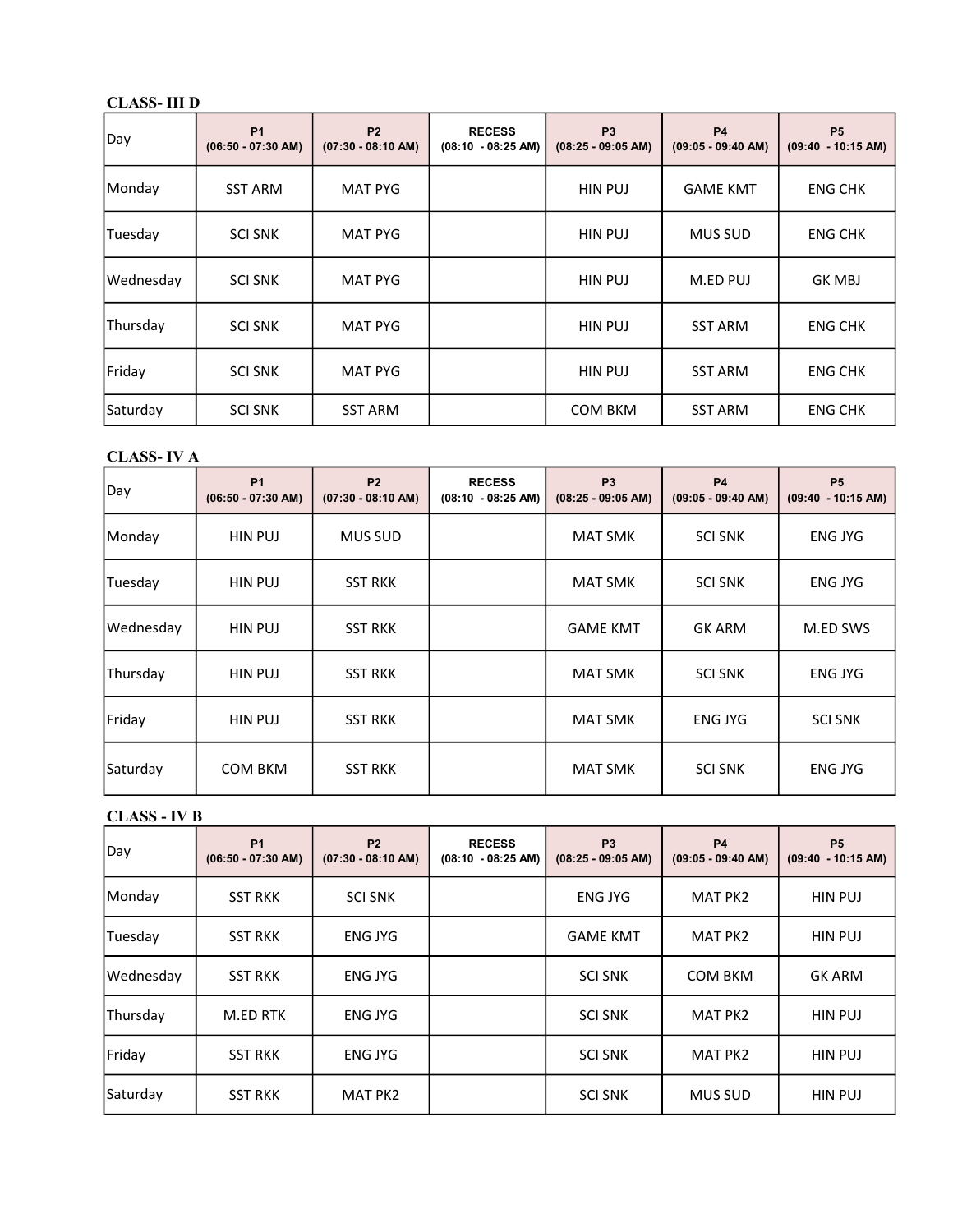**CLASS- III D**

| Day | P1<br>(06:50 - 07:30 AM) | P2<br>(07:30 - 08:10 AM) | RECESS<br>(08:10 - 08:25 AM) | P3<br>(08:25 - 09:05 AM) | P4<br>(09:05 - 09:40 AM) | P5<br>(09:40 - 10:15 AM) |
|---|---|---|---|---|---|---|
| Monday | SST ARM | MAT PYG | | HIN PUJ | GAME KMT | ENG CHK |
| Tuesday | SCI SNK | MAT PYG | | HIN PUJ | MUS SUD | ENG CHK |
| Wednesday | SCI SNK | MAT PYG | | HIN PUJ | M.ED PUJ | GK MBJ |
| Thursday | SCI SNK | MAT PYG | | HIN PUJ | SST ARM | ENG CHK |
| Friday | SCI SNK | MAT PYG | | HIN PUJ | SST ARM | ENG CHK |
| Saturday | SCI SNK | SST ARM | | COM BKM | SST ARM | ENG CHK |

**CLASS- IV A**

| Day | P1<br>(06:50 - 07:30 AM) | P2<br>(07:30 - 08:10 AM) | RECESS<br>(08:10 - 08:25 AM) | P3<br>(08:25 - 09:05 AM) | P4<br>(09:05 - 09:40 AM) | P5<br>(09:40 - 10:15 AM) |
|---|---|---|---|---|---|---|
| Monday | HIN PUJ | MUS SUD | | MAT SMK | SCI SNK | ENG JYG |
| Tuesday | HIN PUJ | SST RKK | | MAT SMK | SCI SNK | ENG JYG |
| Wednesday | HIN PUJ | SST RKK | | GAME KMT | GK ARM | M.ED SWS |
| Thursday | HIN PUJ | SST RKK | | MAT SMK | SCI SNK | ENG JYG |
| Friday | HIN PUJ | SST RKK | | MAT SMK | ENG JYG | SCI SNK |
| Saturday | COM BKM | SST RKK | | MAT SMK | SCI SNK | ENG JYG |

**CLASS - IV B**

| Day | P1<br>(06:50 - 07:30 AM) | P2<br>(07:30 - 08:10 AM) | RECESS<br>(08:10 - 08:25 AM) | P3<br>(08:25 - 09:05 AM) | P4<br>(09:05 - 09:40 AM) | P5<br>(09:40 - 10:15 AM) |
|---|---|---|---|---|---|---|
| Monday | SST RKK | SCI SNK | | ENG JYG | MAT PK2 | HIN PUJ |
| Tuesday | SST RKK | ENG JYG | | GAME KMT | MAT PK2 | HIN PUJ |
| Wednesday | SST RKK | ENG JYG | | SCI SNK | COM BKM | GK ARM |
| Thursday | M.ED RTK | ENG JYG | | SCI SNK | MAT PK2 | HIN PUJ |
| Friday | SST RKK | ENG JYG | | SCI SNK | MAT PK2 | HIN PUJ |
| Saturday | SST RKK | MAT PK2 | | SCI SNK | MUS SUD | HIN PUJ |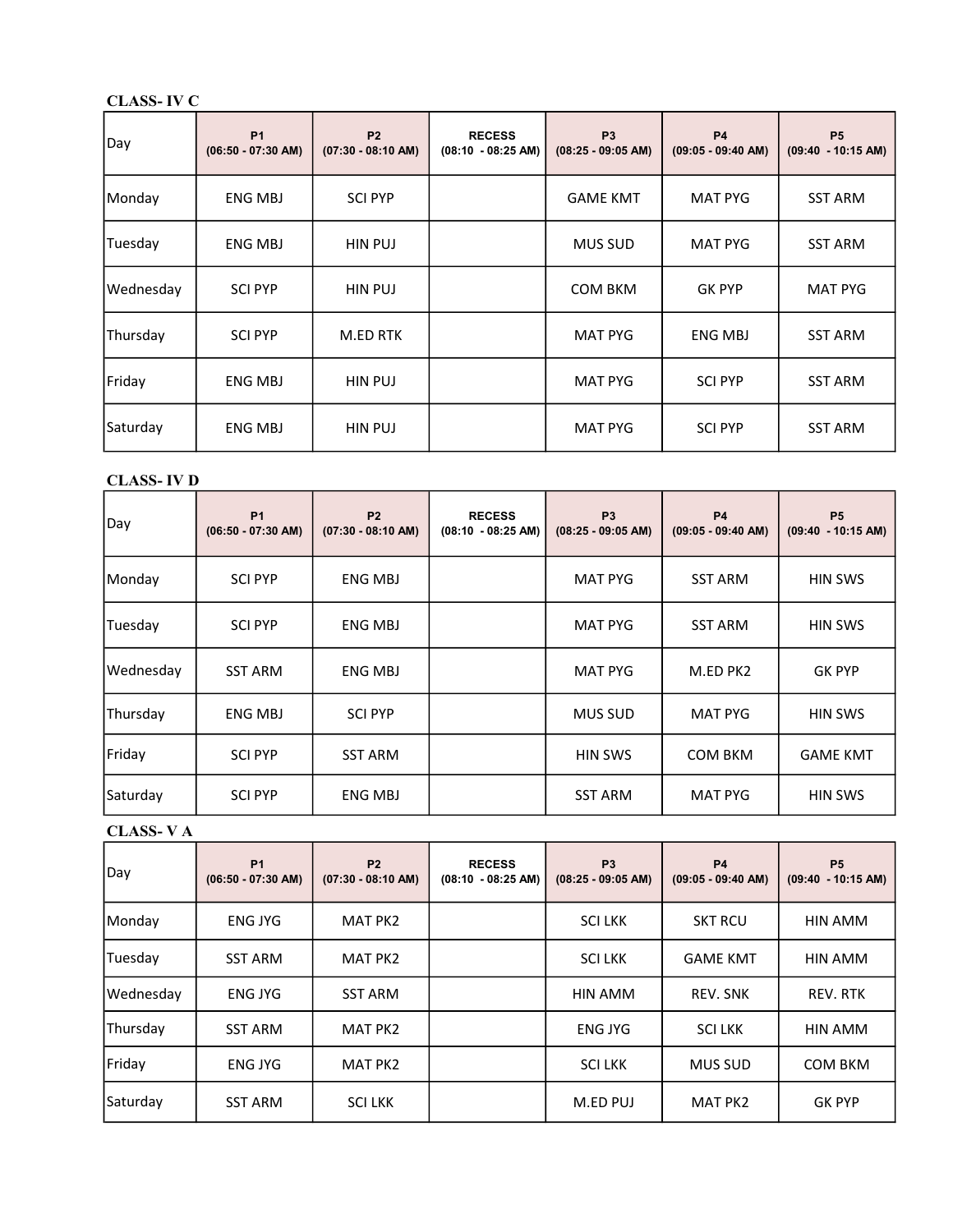**CLASS- IV C**

| Day | P1 (06:50 - 07:30 AM) | P2 (07:30 - 08:10 AM) | RECESS (08:10 - 08:25 AM) | P3 (08:25 - 09:05 AM) | P4 (09:05 - 09:40 AM) | P5 (09:40 - 10:15 AM) |
|---|---|---|---|---|---|---|
| Monday | ENG MBJ | SCI PYP | | GAME KMT | MAT PYG | SST ARM |
| Tuesday | ENG MBJ | HIN PUJ | | MUS SUD | MAT PYG | SST ARM |
| Wednesday | SCI PYP | HIN PUJ | | COM BKM | GK PYP | MAT PYG |
| Thursday | SCI PYP | M.ED RTK | | MAT PYG | ENG MBJ | SST ARM |
| Friday | ENG MBJ | HIN PUJ | | MAT PYG | SCI PYP | SST ARM |
| Saturday | ENG MBJ | HIN PUJ | | MAT PYG | SCI PYP | SST ARM |

**CLASS- IV D**

| Day | P1 (06:50 - 07:30 AM) | P2 (07:30 - 08:10 AM) | RECESS (08:10 - 08:25 AM) | P3 (08:25 - 09:05 AM) | P4 (09:05 - 09:40 AM) | P5 (09:40 - 10:15 AM) |
|---|---|---|---|---|---|---|
| Monday | SCI PYP | ENG MBJ | | MAT PYG | SST ARM | HIN SWS |
| Tuesday | SCI PYP | ENG MBJ | | MAT PYG | SST ARM | HIN SWS |
| Wednesday | SST ARM | ENG MBJ | | MAT PYG | M.ED PK2 | GK PYP |
| Thursday | ENG MBJ | SCI PYP | | MUS SUD | MAT PYG | HIN SWS |
| Friday | SCI PYP | SST ARM | | HIN SWS | COM BKM | GAME KMT |
| Saturday | SCI PYP | ENG MBJ | | SST ARM | MAT PYG | HIN SWS |

**CLASS- V A**

| Day | P1 (06:50 - 07:30 AM) | P2 (07:30 - 08:10 AM) | RECESS (08:10 - 08:25 AM) | P3 (08:25 - 09:05 AM) | P4 (09:05 - 09:40 AM) | P5 (09:40 - 10:15 AM) |
|---|---|---|---|---|---|---|
| Monday | ENG JYG | MAT PK2 | | SCI LKK | SKT RCU | HIN AMM |
| Tuesday | SST ARM | MAT PK2 | | SCI LKK | GAME KMT | HIN AMM |
| Wednesday | ENG JYG | SST ARM | | HIN AMM | REV. SNK | REV. RTK |
| Thursday | SST ARM | MAT PK2 | | ENG JYG | SCI LKK | HIN AMM |
| Friday | ENG JYG | MAT PK2 | | SCI LKK | MUS SUD | COM BKM |
| Saturday | SST ARM | SCI LKK | | M.ED PUJ | MAT PK2 | GK PYP |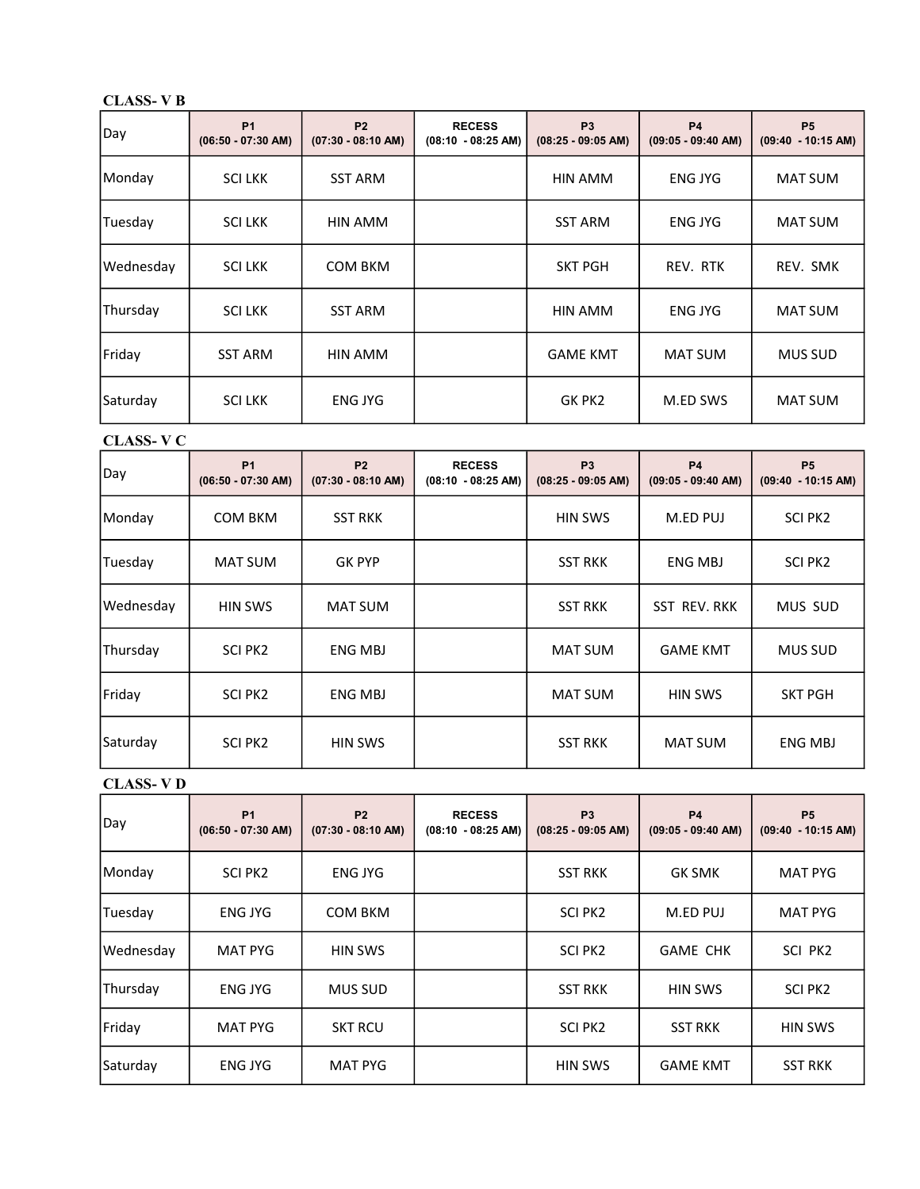**CLASS- V B**

| Day | P1 (06:50 - 07:30 AM) | P2 (07:30 - 08:10 AM) | RECESS (08:10 - 08:25 AM) | P3 (08:25 - 09:05 AM) | P4 (09:05 - 09:40 AM) | P5 (09:40 - 10:15 AM) |
|---|---|---|---|---|---|---|
| Monday | SCI LKK | SST ARM | | HIN AMM | ENG JYG | MAT SUM |
| Tuesday | SCI LKK | HIN AMM | | SST ARM | ENG JYG | MAT SUM |
| Wednesday | SCI LKK | COM BKM | | SKT PGH | REV. RTK | REV. SMK |
| Thursday | SCI LKK | SST ARM | | HIN AMM | ENG JYG | MAT SUM |
| Friday | SST ARM | HIN AMM | | GAME KMT | MAT SUM | MUS SUD |
| Saturday | SCI LKK | ENG JYG | | GK PK2 | M.ED SWS | MAT SUM |

**CLASS- V C**

| Day | P1 (06:50 - 07:30 AM) | P2 (07:30 - 08:10 AM) | RECESS (08:10 - 08:25 AM) | P3 (08:25 - 09:05 AM) | P4 (09:05 - 09:40 AM) | P5 (09:40 - 10:15 AM) |
|---|---|---|---|---|---|---|
| Monday | COM BKM | SST RKK | | HIN SWS | M.ED PUJ | SCI PK2 |
| Tuesday | MAT SUM | GK PYP | | SST RKK | ENG MBJ | SCI PK2 |
| Wednesday | HIN SWS | MAT SUM | | SST RKK | SST REV. RKK | MUS SUD |
| Thursday | SCI PK2 | ENG MBJ | | MAT SUM | GAME KMT | MUS SUD |
| Friday | SCI PK2 | ENG MBJ | | MAT SUM | HIN SWS | SKT PGH |
| Saturday | SCI PK2 | HIN SWS | | SST RKK | MAT SUM | ENG MBJ |

**CLASS- V D**

| Day | P1 (06:50 - 07:30 AM) | P2 (07:30 - 08:10 AM) | RECESS (08:10 - 08:25 AM) | P3 (08:25 - 09:05 AM) | P4 (09:05 - 09:40 AM) | P5 (09:40 - 10:15 AM) |
|---|---|---|---|---|---|---|
| Monday | SCI PK2 | ENG JYG | | SST RKK | GK SMK | MAT PYG |
| Tuesday | ENG JYG | COM BKM | | SCI PK2 | M.ED PUJ | MAT PYG |
| Wednesday | MAT PYG | HIN SWS | | SCI PK2 | GAME CHK | SCI PK2 |
| Thursday | ENG JYG | MUS SUD | | SST RKK | HIN SWS | SCI PK2 |
| Friday | MAT PYG | SKT RCU | | SCI PK2 | SST RKK | HIN SWS |
| Saturday | ENG JYG | MAT PYG | | HIN SWS | GAME KMT | SST RKK |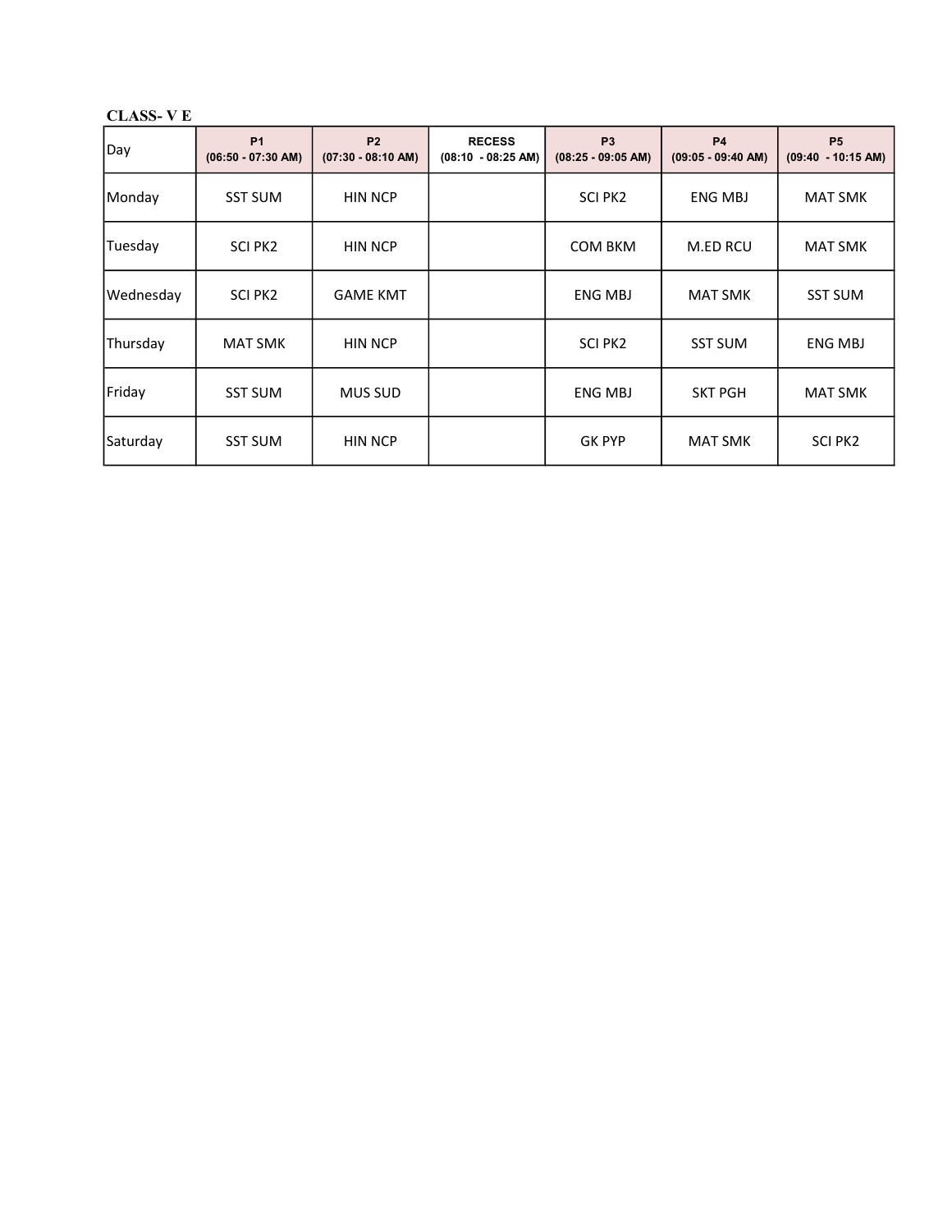**CLASS- V E**

| Day | P1 (06:50 - 07:30 AM) | P2 (07:30 - 08:10 AM) | RECESS (08:10 - 08:25 AM) | P3 (08:25 - 09:05 AM) | P4 (09:05 - 09:40 AM) | P5 (09:40 - 10:15 AM) |
|---|---|---|---|---|---|---|
| Monday | SST SUM | HIN NCP | | SCI PK2 | ENG MBJ | MAT SMK |
| Tuesday | SCI PK2 | HIN NCP | | COM BKM | M.ED RCU | MAT SMK |
| Wednesday | SCI PK2 | GAME KMT | | ENG MBJ | MAT SMK | SST SUM |
| Thursday | MAT SMK | HIN NCP | | SCI PK2 | SST SUM | ENG MBJ |
| Friday | SST SUM | MUS SUD | | ENG MBJ | SKT PGH | MAT SMK |
| Saturday | SST SUM | HIN NCP | | GK PYP | MAT SMK | SCI PK2 |